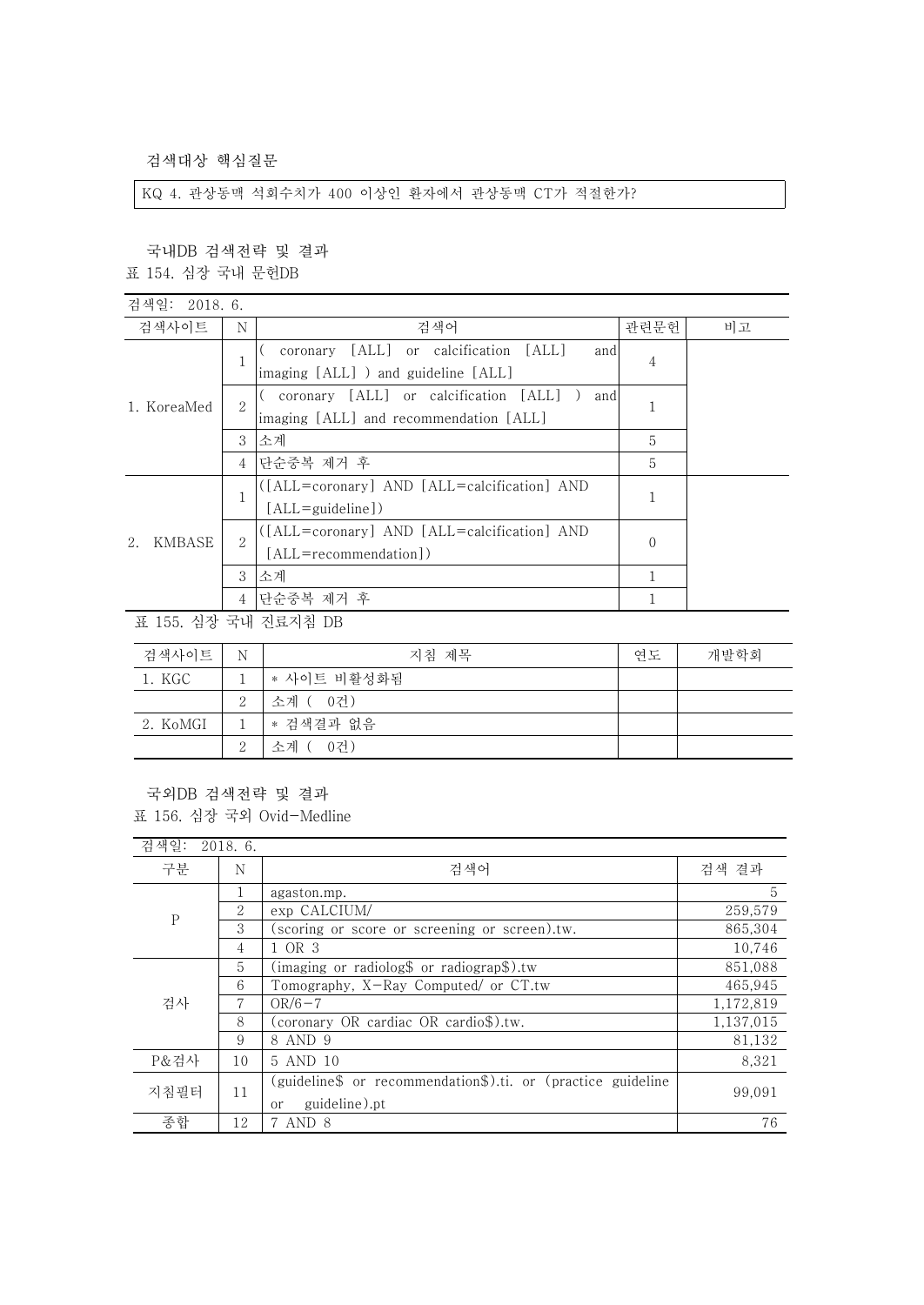검색대상 핵심질문

KQ 4. 관상동맥 석회수치가 400 이상인 환자에서 관상동맥 CT가 적절한가?

국내DB 검색전략 및 결과

표 154. 심장 국내 문헌DB

| 검색일: 2018. 6. | | | | |
|---|---|---|---|---|
| 검색사이트 | N | 검색어 | 관련문헌 | 비고 |
| 1. KoreaMed | 1 | ( coronary [ALL] or calcification [ALL] and imaging [ALL] ) and guideline [ALL] | 4 | |
| | 2 | ( coronary [ALL] or calcification [ALL] ) and imaging [ALL] and recommendation [ALL] | 1 | |
| | 3 | 소계 | 5 | |
| | 4 | 단순중복 제거 후 | 5 | |
| 2. KMBASE | 1 | ([ALL=coronary] AND [ALL=calcification] AND [ALL=guideline]) | 1 | |
| | 2 | ([ALL=coronary] AND [ALL=calcification] AND [ALL=recommendation]) | 0 | |
| | 3 | 소계 | 1 | |
| | 4 | 단순중복 제거 후 | 1 | |

표 155. 심장 국내 진료지침 DB

| 검색사이트 | N | 지침 제목 | 연도 | 개발학회 |
|---|---|---|---|---|
| 1. KGC | 1 | * 사이트 비활성화됨 | | |
| | 2 | 소계 ( 0건) | | |
| 2. KoMGI | 1 | * 검색결과 없음 | | |
| | 2 | 소계 ( 0건) | | |

국외DB 검색전략 및 결과

표 156. 심장 국외 Ovid-Medline

| 검색일: 2018. 6. | | | |
|---|---|---|---|
| 구분 | N | 검색어 | 검색 결과 |
| P | 1 | agaston.mp. | 5 |
| | 2 | exp CALCIUM/ | 259,579 |
| | 3 | (scoring or score or screening or screen).tw. | 865,304 |
| | 4 | 1 OR 3 | 10,746 |
| 검사 | 5 | (imaging or radiolog$ or radiograp$).tw | 851,088 |
| | 6 | Tomography, X-Ray Computed/ or CT.tw | 465,945 |
| | 7 | OR/6-7 | 1,172,819 |
| | 8 | (coronary OR cardiac OR cardio$).tw. | 1,137,015 |
| | 9 | 8 AND 9 | 81,132 |
| P&검사 | 10 | 5 AND 10 | 8,321 |
| 지침필터 | 11 | (guideline$ or recommendation$).ti. or (practice guideline or guideline).pt | 99,091 |
| 종합 | 12 | 7 AND 8 | 76 |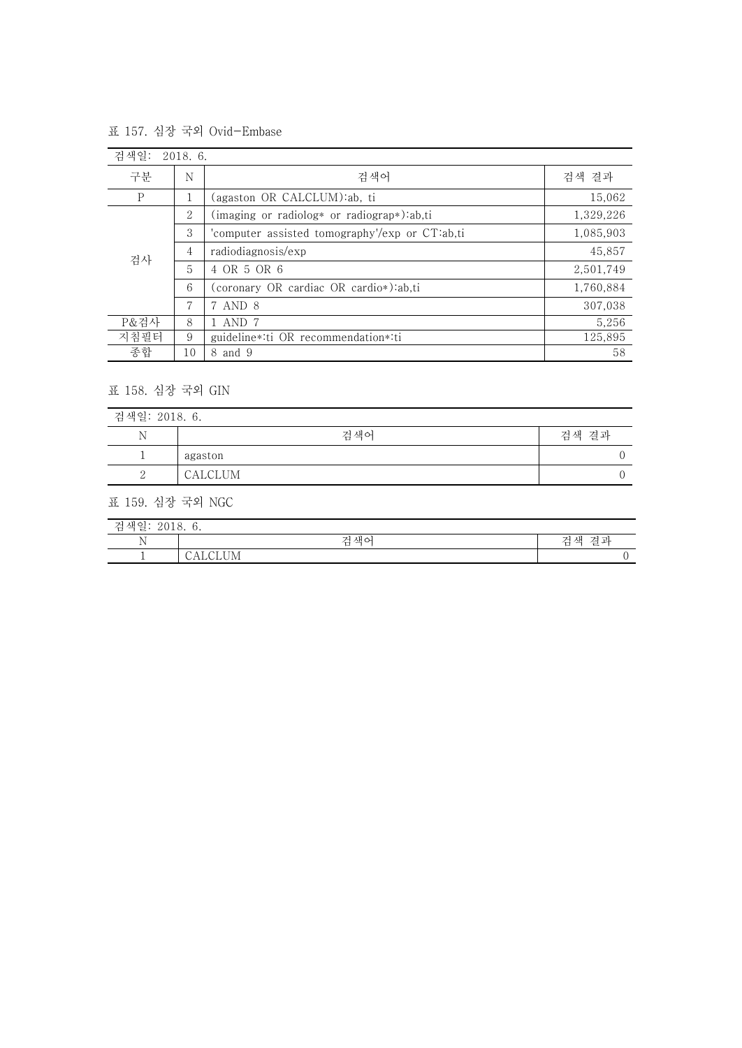표 157. 심장 국외 Ovid-Embase

| 검색일: 2018. 6. | | | |
|---|---|---|---|
| 구분 | N | 검색어 | 검색 결과 |
| P | 1 | (agaston OR CALCLUM):ab, ti | 15,062 |
| 검사 | 2 | (imaging or radiolog* or radiograp*):ab,ti | 1,329,226 |
| | 3 | 'computer assisted tomography'/exp or CT:ab,ti | 1,085,903 |
| | 4 | radiodiagnosis/exp | 45,857 |
| | 5 | 4 OR 5 OR 6 | 2,501,749 |
| | 6 | (coronary OR cardiac OR cardio*):ab,ti | 1,760,884 |
| | 7 | 7 AND 8 | 307,038 |
| P&검사 | 8 | 1 AND 7 | 5,256 |
| 지침필터 | 9 | guideline*:ti OR recommendation*:ti | 125,895 |
| 종합 | 10 | 8 and 9 | 58 |

표 158. 심장 국외 GIN

| 검색일: 2018. 6. | | |
|---|---|---|
| N | 검색어 | 검색 결과 |
| 1 | agaston | 0 |
| 2 | CALCLUM | 0 |

표 159. 심장 국외 NGC

| 검색일: 2018. 6. | | |
|---|---|---|
| N | 검색어 | 검색 결과 |
| 1 | CALCLUM | 0 |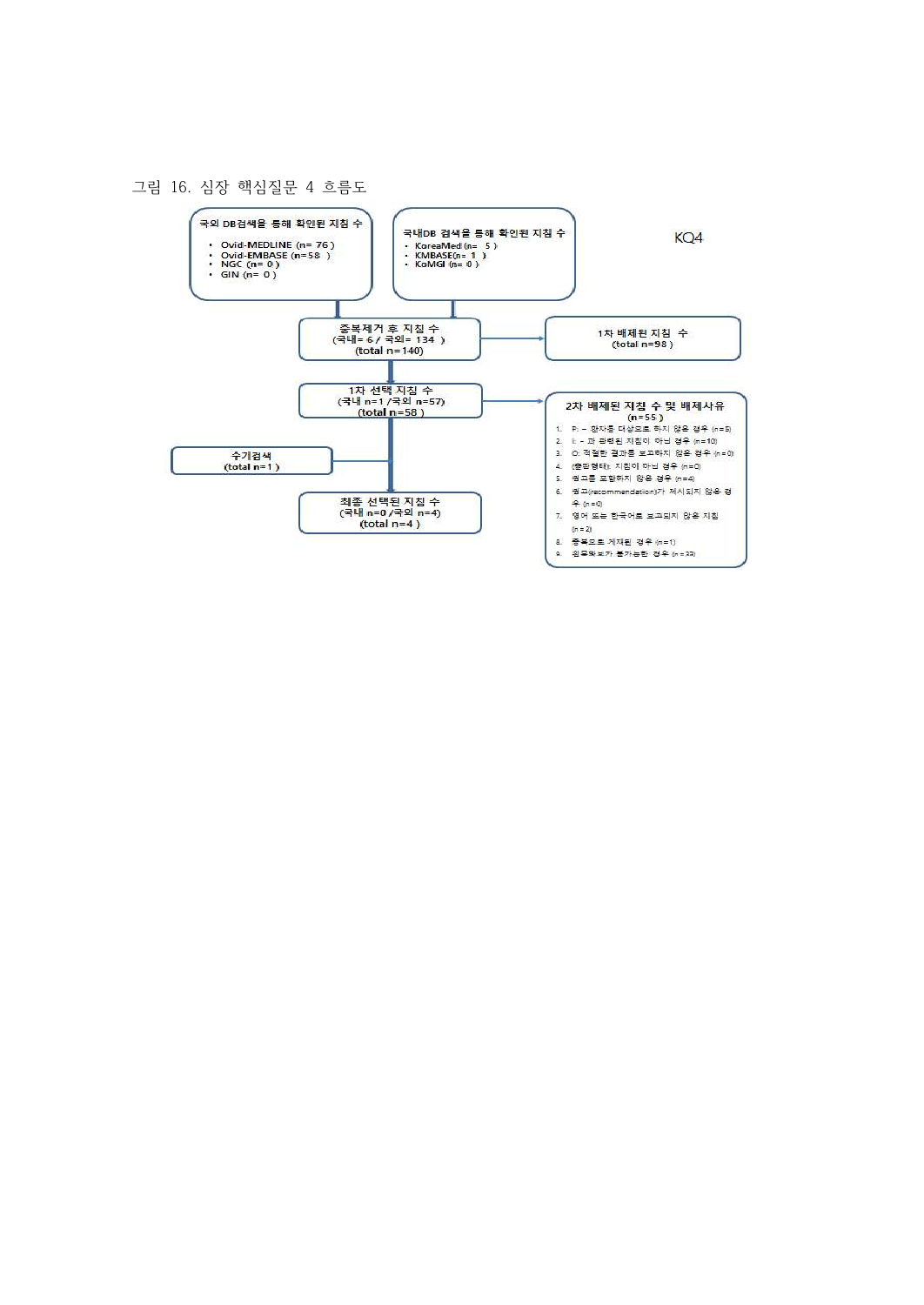그림 16. 심장 핵심질문 4 흐름도

KQ4

국외 DB검색을 통해 확인된 지침 수
- Ovid-MEDLINE (n= 76 )
- Ovid-EMBASE (n=58 )
- NGC (n= 0 )
- GIN (n= 0 )

국내DB 검색을 통해 확인된 지침 수
- KoreaMed (n= 5 )
- KMBASE(n= 1 )
- KoMGI (n= 0 )

중복제거 후 지침 수
(국내= 6 / 국외= 134 )
(total n=140)

1차 배제된 지침 수
(total n=98 )

1차 선택 지침 수
(국내 n=1 /국외 n=57)
(total n=58 )

2차 배제된 지침 수 및 배제사유
(n=55 )
1. P: - 환자를 대상으로 하지 않은 경우 (n=5)
2. I: - 과 관련된 지침이 아닌 경우 (n=10)
3. O: 적절한 결과를 보고하지 않은 경우 (n=0)
4. (출판형태): 지침이 아닌 경우 (n=0)
5. 권고를 포함하지 않은 경우 (n=4)
6. 권고(recommendation)가 제시되지 않은 경우 (n=0)
7. 영어 또는 한국어로 보고되지 않은 지침 (n=2)
8. 중복으로 게재된 경우 (n=1)
9. 원문확보가 불가능한 경우 (n=33)

수기검색
(total n=1 )

최종 선택된 지침 수
(국내 n=0 /국외 n=4)
(total n=4 )